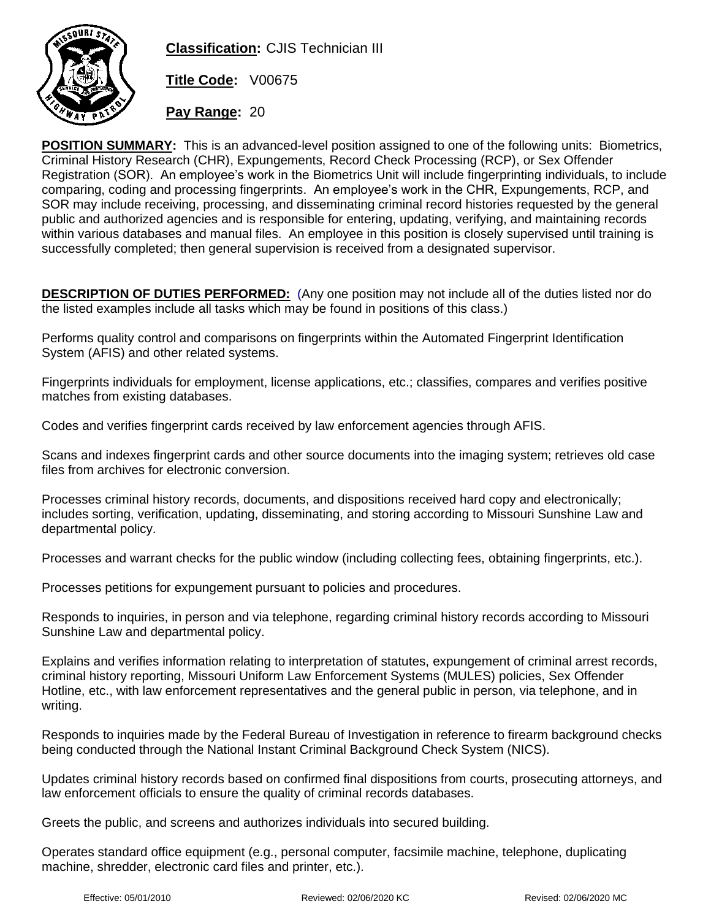**Classification:** CJIS Technician III

**Title Code:** V00675

**Pay Range:** 20

**POSITION SUMMARY:** This is an advanced-level position assigned to one of the following units: Biometrics, Criminal History Research (CHR), Expungements, Record Check Processing (RCP), or Sex Offender Registration (SOR). An employee's work in the Biometrics Unit will include fingerprinting individuals, to include comparing, coding and processing fingerprints. An employee's work in the CHR, Expungements, RCP, and SOR may include receiving, processing, and disseminating criminal record histories requested by the general public and authorized agencies and is responsible for entering, updating, verifying, and maintaining records within various databases and manual files. An employee in this position is closely supervised until training is successfully completed; then general supervision is received from a designated supervisor.

**DESCRIPTION OF DUTIES PERFORMED:** (Any one position may not include all of the duties listed nor do the listed examples include all tasks which may be found in positions of this class.)

Performs quality control and comparisons on fingerprints within the Automated Fingerprint Identification System (AFIS) and other related systems.

Fingerprints individuals for employment, license applications, etc.; classifies, compares and verifies positive matches from existing databases.

Codes and verifies fingerprint cards received by law enforcement agencies through AFIS.

Scans and indexes fingerprint cards and other source documents into the imaging system; retrieves old case files from archives for electronic conversion.

Processes criminal history records, documents, and dispositions received hard copy and electronically; includes sorting, verification, updating, disseminating, and storing according to Missouri Sunshine Law and departmental policy.

Processes and warrant checks for the public window (including collecting fees, obtaining fingerprints, etc.).

Processes petitions for expungement pursuant to policies and procedures.

Responds to inquiries, in person and via telephone, regarding criminal history records according to Missouri Sunshine Law and departmental policy.

Explains and verifies information relating to interpretation of statutes, expungement of criminal arrest records, criminal history reporting, Missouri Uniform Law Enforcement Systems (MULES) policies, Sex Offender Hotline, etc., with law enforcement representatives and the general public in person, via telephone, and in writing.

Responds to inquiries made by the Federal Bureau of Investigation in reference to firearm background checks being conducted through the National Instant Criminal Background Check System (NICS).

Updates criminal history records based on confirmed final dispositions from courts, prosecuting attorneys, and law enforcement officials to ensure the quality of criminal records databases.

Greets the public, and screens and authorizes individuals into secured building.

Operates standard office equipment (e.g., personal computer, facsimile machine, telephone, duplicating machine, shredder, electronic card files and printer, etc.).

Effective: 05/01/2010 Reviewed: 02/06/2020 KC Revised: 02/06/2020 MC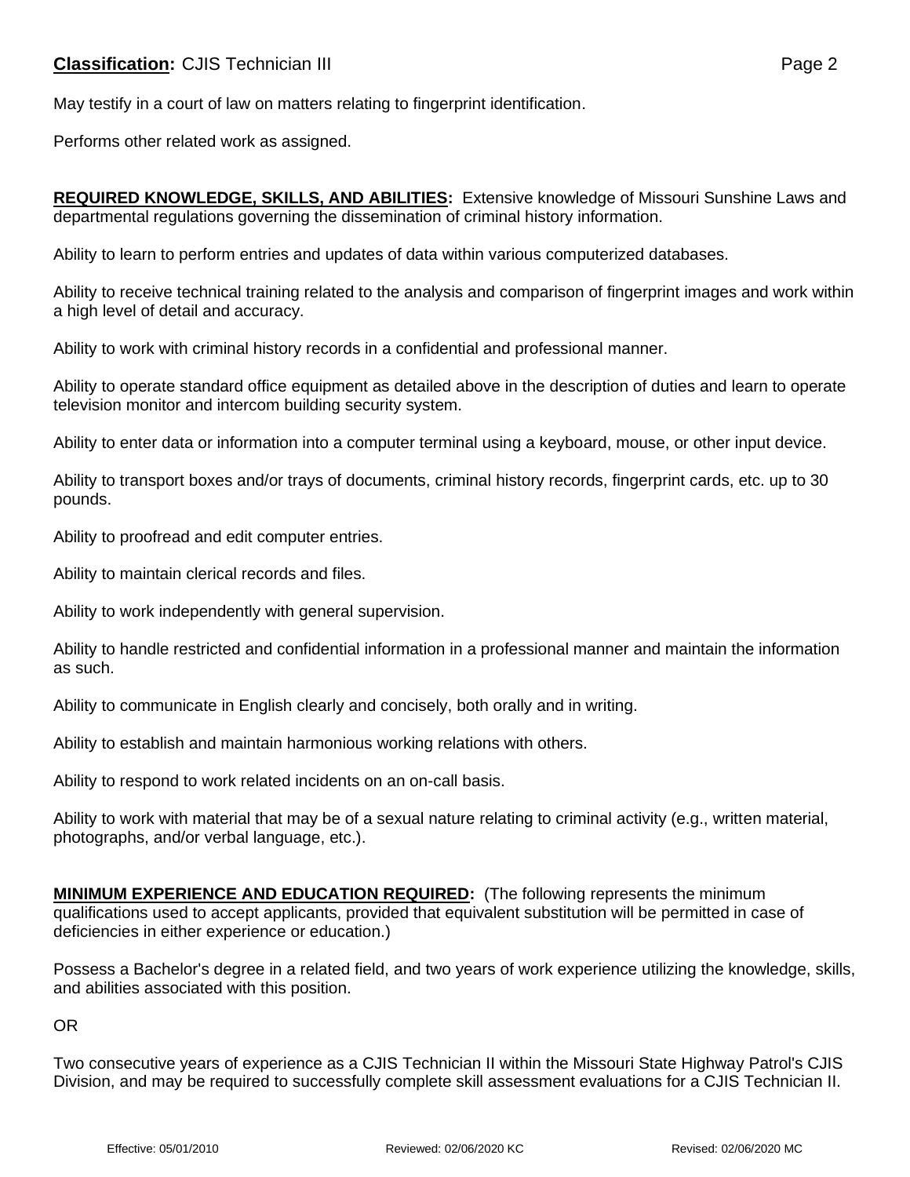May testify in a court of law on matters relating to fingerprint identification.

Performs other related work as assigned.

**REQUIRED KNOWLEDGE, SKILLS, AND ABILITIES:** Extensive knowledge of Missouri Sunshine Laws and departmental regulations governing the dissemination of criminal history information.

Ability to learn to perform entries and updates of data within various computerized databases.

Ability to receive technical training related to the analysis and comparison of fingerprint images and work within a high level of detail and accuracy.

Ability to work with criminal history records in a confidential and professional manner.

Ability to operate standard office equipment as detailed above in the description of duties and learn to operate television monitor and intercom building security system.

Ability to enter data or information into a computer terminal using a keyboard, mouse, or other input device.

Ability to transport boxes and/or trays of documents, criminal history records, fingerprint cards, etc. up to 30 pounds.

Ability to proofread and edit computer entries.

Ability to maintain clerical records and files.

Ability to work independently with general supervision.

Ability to handle restricted and confidential information in a professional manner and maintain the information as such.

Ability to communicate in English clearly and concisely, both orally and in writing.

Ability to establish and maintain harmonious working relations with others.

Ability to respond to work related incidents on an on-call basis.

Ability to work with material that may be of a sexual nature relating to criminal activity (e.g., written material, photographs, and/or verbal language, etc.).

**MINIMUM EXPERIENCE AND EDUCATION REQUIRED:** (The following represents the minimum qualifications used to accept applicants, provided that equivalent substitution will be permitted in case of deficiencies in either experience or education.)

Possess a Bachelor's degree in a related field, and two years of work experience utilizing the knowledge, skills, and abilities associated with this position.

OR

Two consecutive years of experience as a CJIS Technician II within the Missouri State Highway Patrol's CJIS Division, and may be required to successfully complete skill assessment evaluations for a CJIS Technician II.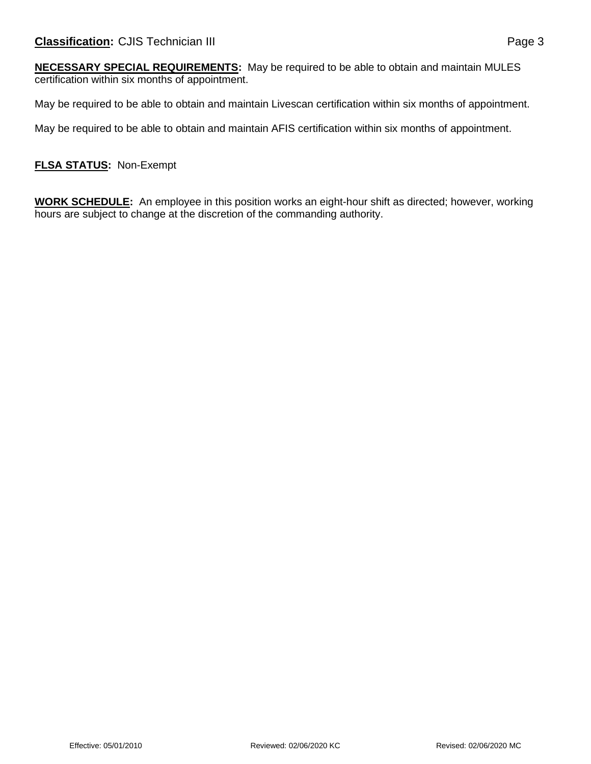**NECESSARY SPECIAL REQUIREMENTS:** May be required to be able to obtain and maintain MULES certification within six months of appointment.

May be required to be able to obtain and maintain Livescan certification within six months of appointment.

May be required to be able to obtain and maintain AFIS certification within six months of appointment.

**FLSA STATUS:** Non-Exempt

**WORK SCHEDULE:** An employee in this position works an eight-hour shift as directed; however, working hours are subject to change at the discretion of the commanding authority.